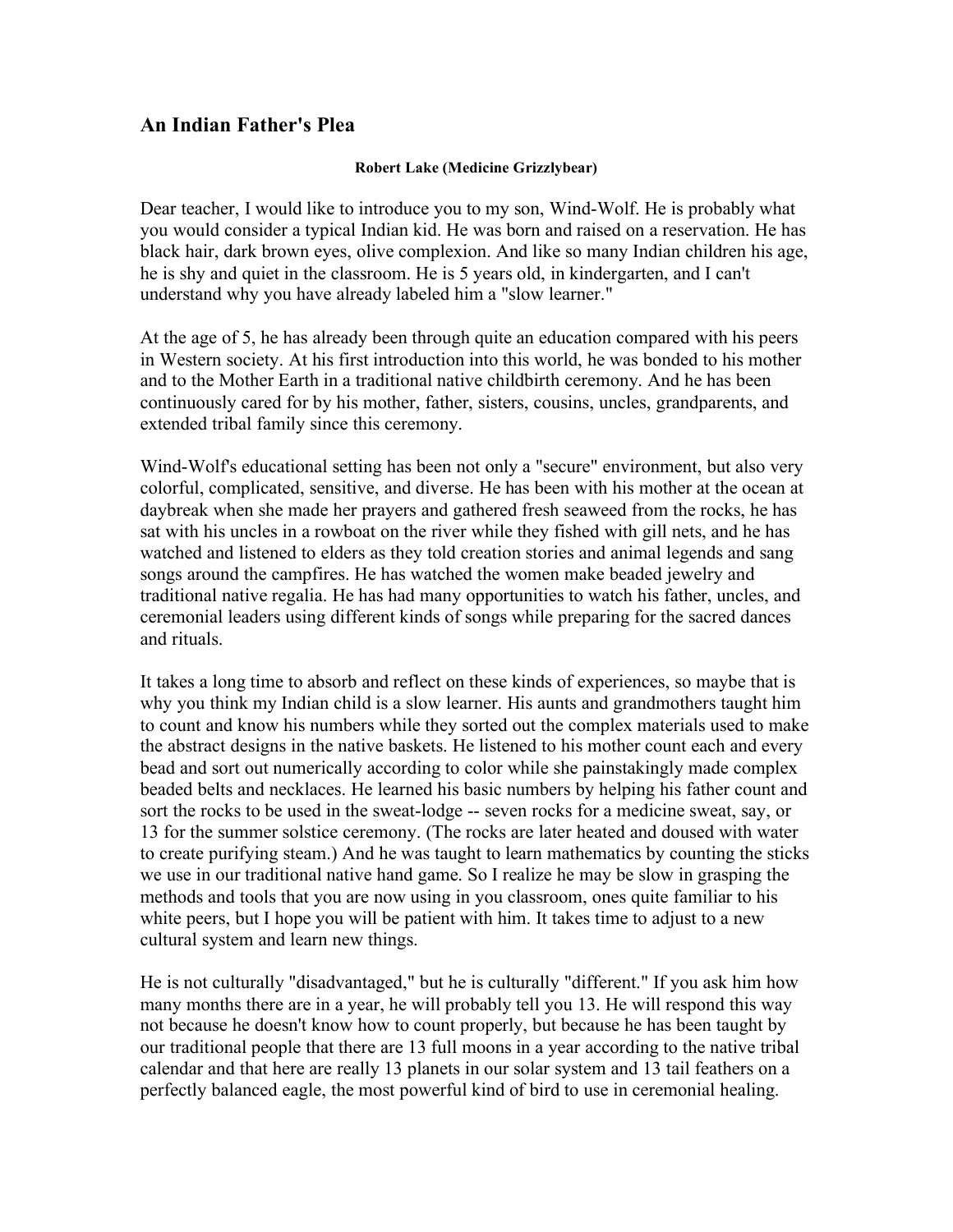## An Indian Father's Plea

**Robert Lake (Medicine Grizzlybear)**

Dear teacher, I would like to introduce you to my son, Wind-Wolf. He is probably what you would consider a typical Indian kid. He was born and raised on a reservation. He has black hair, dark brown eyes, olive complexion. And like so many Indian children his age, he is shy and quiet in the classroom. He is 5 years old, in kindergarten, and I can't understand why you have already labeled him a "slow learner."

At the age of 5, he has already been through quite an education compared with his peers in Western society. At his first introduction into this world, he was bonded to his mother and to the Mother Earth in a traditional native childbirth ceremony. And he has been continuously cared for by his mother, father, sisters, cousins, uncles, grandparents, and extended tribal family since this ceremony.

Wind-Wolf's educational setting has been not only a "secure" environment, but also very colorful, complicated, sensitive, and diverse. He has been with his mother at the ocean at daybreak when she made her prayers and gathered fresh seaweed from the rocks, he has sat with his uncles in a rowboat on the river while they fished with gill nets, and he has watched and listened to elders as they told creation stories and animal legends and sang songs around the campfires. He has watched the women make beaded jewelry and traditional native regalia. He has had many opportunities to watch his father, uncles, and ceremonial leaders using different kinds of songs while preparing for the sacred dances and rituals.

It takes a long time to absorb and reflect on these kinds of experiences, so maybe that is why you think my Indian child is a slow learner. His aunts and grandmothers taught him to count and know his numbers while they sorted out the complex materials used to make the abstract designs in the native baskets. He listened to his mother count each and every bead and sort out numerically according to color while she painstakingly made complex beaded belts and necklaces. He learned his basic numbers by helping his father count and sort the rocks to be used in the sweat-lodge -- seven rocks for a medicine sweat, say, or 13 for the summer solstice ceremony. (The rocks are later heated and doused with water to create purifying steam.) And he was taught to learn mathematics by counting the sticks we use in our traditional native hand game. So I realize he may be slow in grasping the methods and tools that you are now using in you classroom, ones quite familiar to his white peers, but I hope you will be patient with him. It takes time to adjust to a new cultural system and learn new things.

He is not culturally "disadvantaged," but he is culturally "different." If you ask him how many months there are in a year, he will probably tell you 13. He will respond this way not because he doesn't know how to count properly, but because he has been taught by our traditional people that there are 13 full moons in a year according to the native tribal calendar and that here are really 13 planets in our solar system and 13 tail feathers on a perfectly balanced eagle, the most powerful kind of bird to use in ceremonial healing.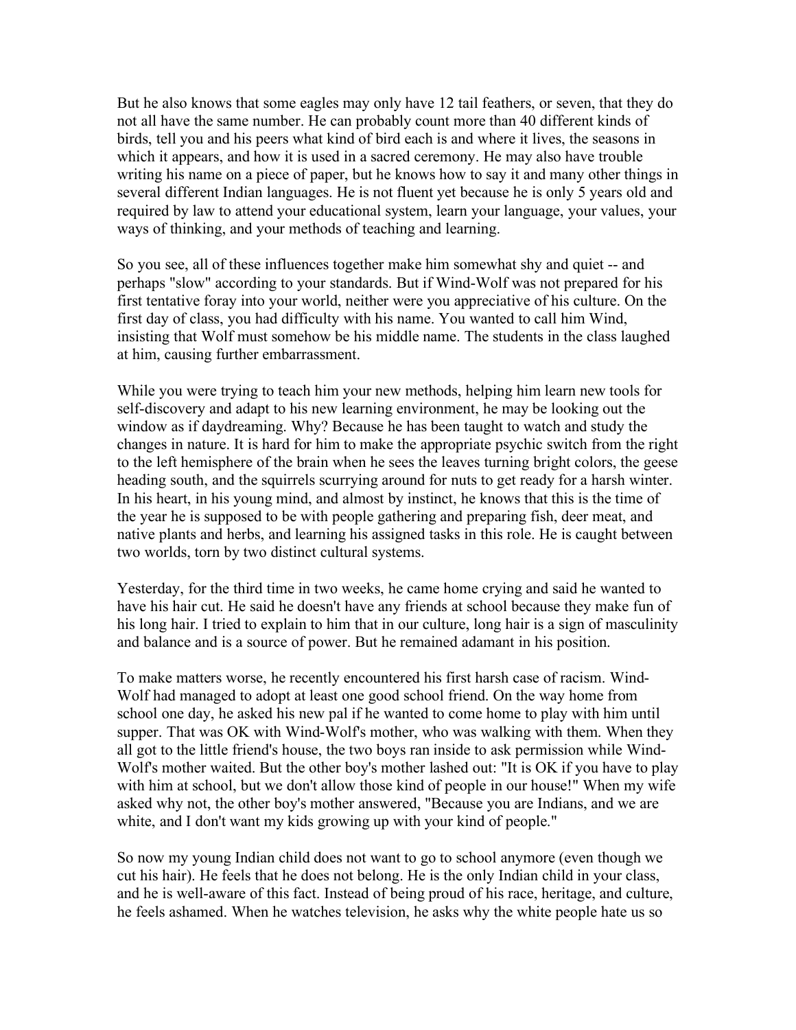But he also knows that some eagles may only have 12 tail feathers, or seven, that they do not all have the same number. He can probably count more than 40 different kinds of birds, tell you and his peers what kind of bird each is and where it lives, the seasons in which it appears, and how it is used in a sacred ceremony. He may also have trouble writing his name on a piece of paper, but he knows how to say it and many other things in several different Indian languages. He is not fluent yet because he is only 5 years old and required by law to attend your educational system, learn your language, your values, your ways of thinking, and your methods of teaching and learning.

So you see, all of these influences together make him somewhat shy and quiet -- and perhaps "slow" according to your standards. But if Wind-Wolf was not prepared for his first tentative foray into your world, neither were you appreciative of his culture. On the first day of class, you had difficulty with his name. You wanted to call him Wind, insisting that Wolf must somehow be his middle name. The students in the class laughed at him, causing further embarrassment.

While you were trying to teach him your new methods, helping him learn new tools for self-discovery and adapt to his new learning environment, he may be looking out the window as if daydreaming. Why? Because he has been taught to watch and study the changes in nature. It is hard for him to make the appropriate psychic switch from the right to the left hemisphere of the brain when he sees the leaves turning bright colors, the geese heading south, and the squirrels scurrying around for nuts to get ready for a harsh winter. In his heart, in his young mind, and almost by instinct, he knows that this is the time of the year he is supposed to be with people gathering and preparing fish, deer meat, and native plants and herbs, and learning his assigned tasks in this role. He is caught between two worlds, torn by two distinct cultural systems.

Yesterday, for the third time in two weeks, he came home crying and said he wanted to have his hair cut. He said he doesn't have any friends at school because they make fun of his long hair. I tried to explain to him that in our culture, long hair is a sign of masculinity and balance and is a source of power. But he remained adamant in his position.

To make matters worse, he recently encountered his first harsh case of racism. Wind-Wolf had managed to adopt at least one good school friend. On the way home from school one day, he asked his new pal if he wanted to come home to play with him until supper. That was OK with Wind-Wolf's mother, who was walking with them. When they all got to the little friend's house, the two boys ran inside to ask permission while Wind-Wolf's mother waited. But the other boy's mother lashed out: "It is OK if you have to play with him at school, but we don't allow those kind of people in our house!" When my wife asked why not, the other boy's mother answered, "Because you are Indians, and we are white, and I don't want my kids growing up with your kind of people."

So now my young Indian child does not want to go to school anymore (even though we cut his hair). He feels that he does not belong. He is the only Indian child in your class, and he is well-aware of this fact. Instead of being proud of his race, heritage, and culture, he feels ashamed. When he watches television, he asks why the white people hate us so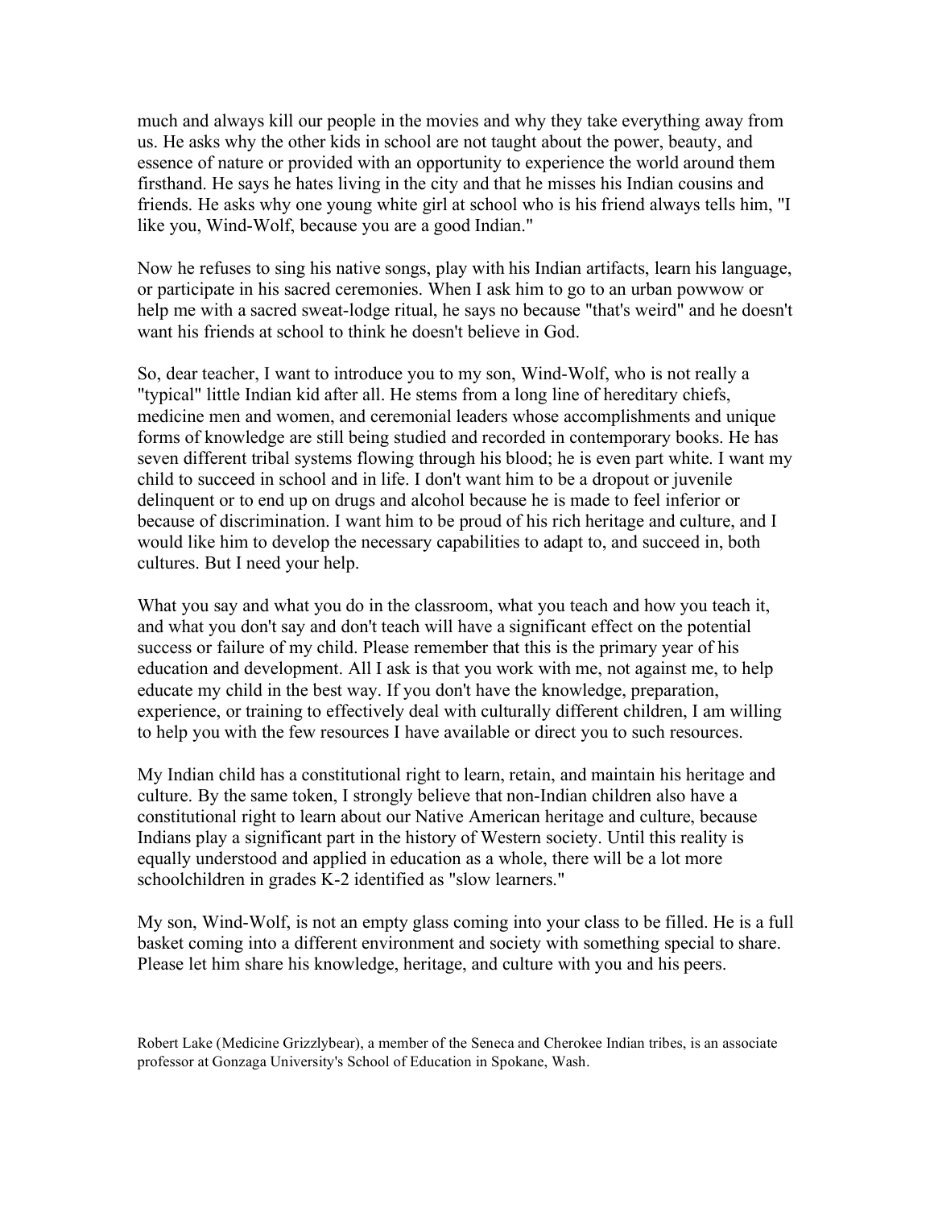much and always kill our people in the movies and why they take everything away from us. He asks why the other kids in school are not taught about the power, beauty, and essence of nature or provided with an opportunity to experience the world around them firsthand. He says he hates living in the city and that he misses his Indian cousins and friends. He asks why one young white girl at school who is his friend always tells him, "I like you, Wind-Wolf, because you are a good Indian."

Now he refuses to sing his native songs, play with his Indian artifacts, learn his language, or participate in his sacred ceremonies. When I ask him to go to an urban powwow or help me with a sacred sweat-lodge ritual, he says no because "that's weird" and he doesn't want his friends at school to think he doesn't believe in God.

So, dear teacher, I want to introduce you to my son, Wind-Wolf, who is not really a "typical" little Indian kid after all. He stems from a long line of hereditary chiefs, medicine men and women, and ceremonial leaders whose accomplishments and unique forms of knowledge are still being studied and recorded in contemporary books. He has seven different tribal systems flowing through his blood; he is even part white. I want my child to succeed in school and in life. I don't want him to be a dropout or juvenile delinquent or to end up on drugs and alcohol because he is made to feel inferior or because of discrimination. I want him to be proud of his rich heritage and culture, and I would like him to develop the necessary capabilities to adapt to, and succeed in, both cultures. But I need your help.

What you say and what you do in the classroom, what you teach and how you teach it, and what you don't say and don't teach will have a significant effect on the potential success or failure of my child. Please remember that this is the primary year of his education and development. All I ask is that you work with me, not against me, to help educate my child in the best way. If you don't have the knowledge, preparation, experience, or training to effectively deal with culturally different children, I am willing to help you with the few resources I have available or direct you to such resources.

My Indian child has a constitutional right to learn, retain, and maintain his heritage and culture. By the same token, I strongly believe that non-Indian children also have a constitutional right to learn about our Native American heritage and culture, because Indians play a significant part in the history of Western society. Until this reality is equally understood and applied in education as a whole, there will be a lot more schoolchildren in grades K-2 identified as "slow learners."

My son, Wind-Wolf, is not an empty glass coming into your class to be filled. He is a full basket coming into a different environment and society with something special to share. Please let him share his knowledge, heritage, and culture with you and his peers.

Robert Lake (Medicine Grizzlybear), a member of the Seneca and Cherokee Indian tribes, is an associate professor at Gonzaga University's School of Education in Spokane, Wash.